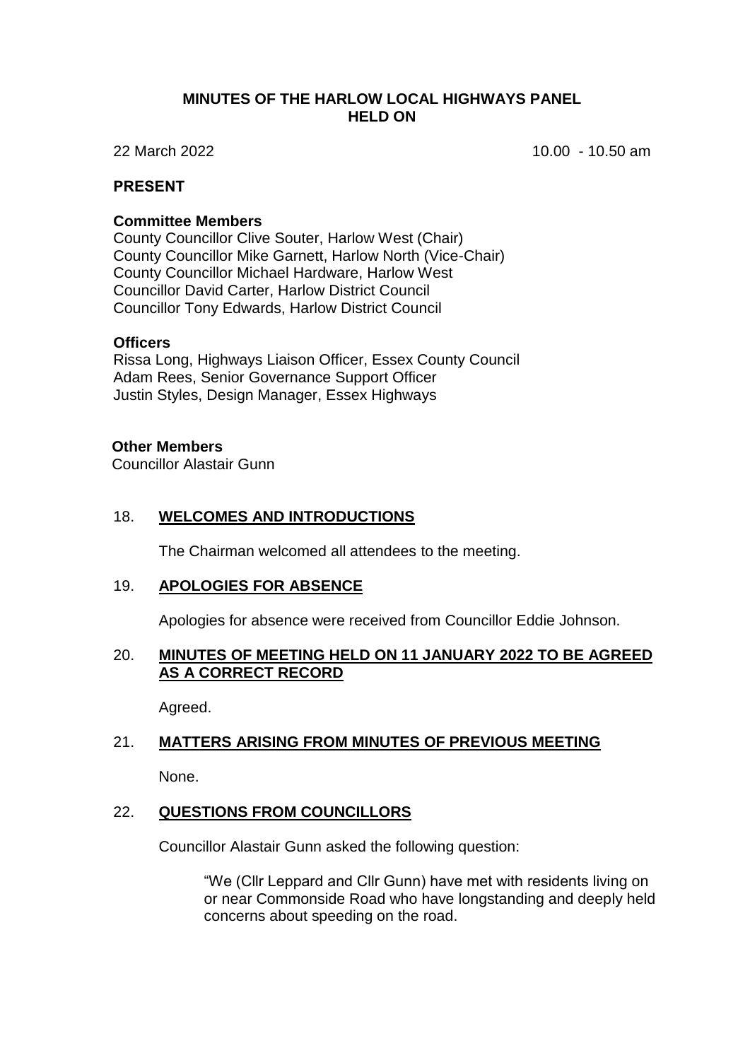# MINUTES OF THE HARLOW LOCAL HIGHWAYS PANEL HELD ON

22 March 2022 10.00 - 10.50 am

## PRESENT

### Committee Members

County Councillor Clive Souter, Harlow West (Chair)
County Councillor Mike Garnett, Harlow North (Vice-Chair)
County Councillor Michael Hardware, Harlow West
Councillor David Carter, Harlow District Council
Councillor Tony Edwards, Harlow District Council

### Officers

Rissa Long, Highways Liaison Officer, Essex County Council
Adam Rees, Senior Governance Support Officer
Justin Styles, Design Manager, Essex Highways

### Other Members

Councillor Alastair Gunn

## 18. WELCOMES AND INTRODUCTIONS

The Chairman welcomed all attendees to the meeting.

## 19. APOLOGIES FOR ABSENCE

Apologies for absence were received from Councillor Eddie Johnson.

## 20. MINUTES OF MEETING HELD ON 11 JANUARY 2022 TO BE AGREED AS A CORRECT RECORD

Agreed.

## 21. MATTERS ARISING FROM MINUTES OF PREVIOUS MEETING

None.

## 22. QUESTIONS FROM COUNCILLORS

Councillor Alastair Gunn asked the following question:

> "We (Cllr Leppard and Cllr Gunn) have met with residents living on or near Commonside Road who have longstanding and deeply held concerns about speeding on the road.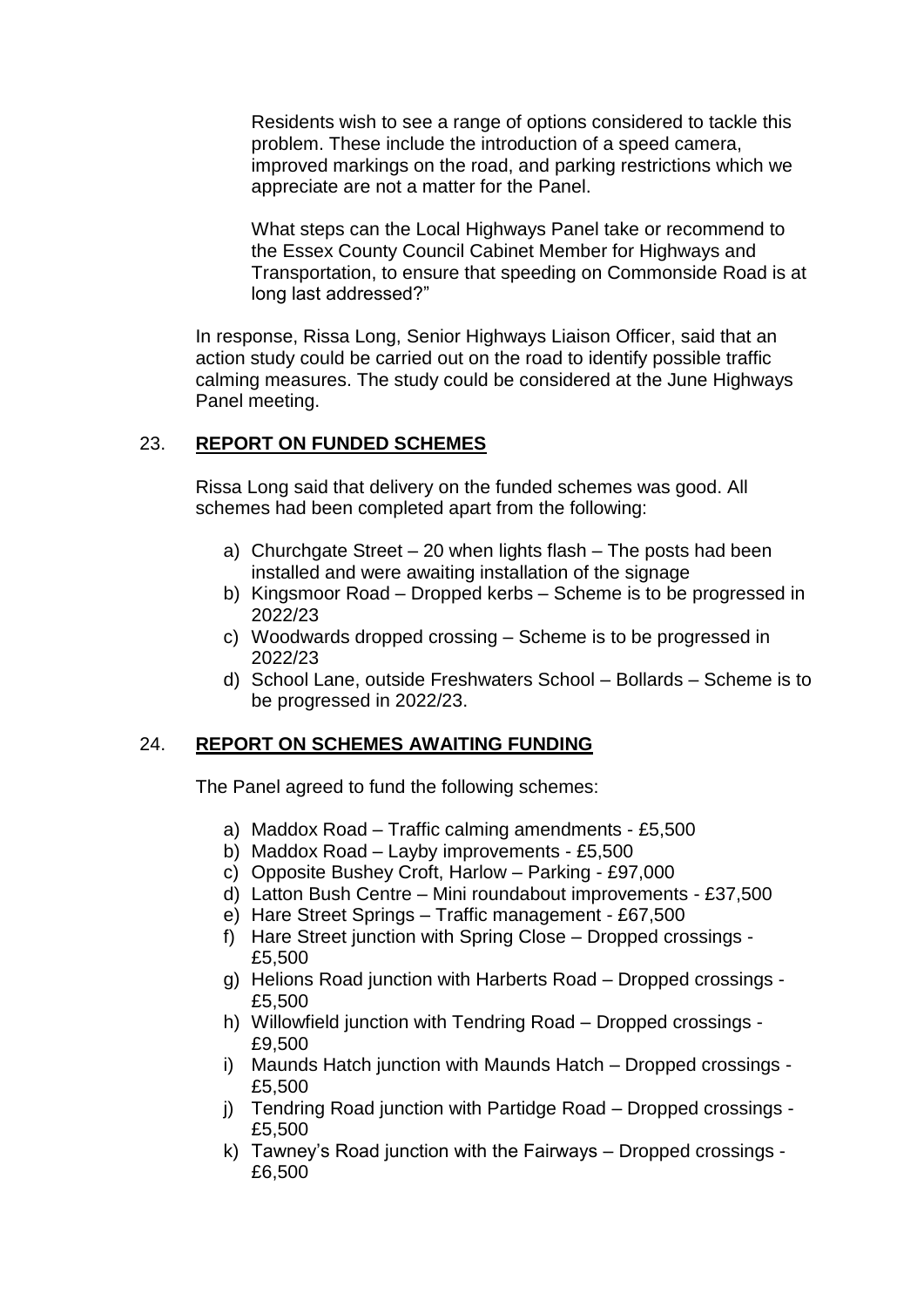Residents wish to see a range of options considered to tackle this problem. These include the introduction of a speed camera, improved markings on the road, and parking restrictions which we appreciate are not a matter for the Panel.

What steps can the Local Highways Panel take or recommend to the Essex County Council Cabinet Member for Highways and Transportation, to ensure that speeding on Commonside Road is at long last addressed?"

In response, Rissa Long, Senior Highways Liaison Officer, said that an action study could be carried out on the road to identify possible traffic calming measures. The study could be considered at the June Highways Panel meeting.

## 23. **REPORT ON FUNDED SCHEMES**

Rissa Long said that delivery on the funded schemes was good. All schemes had been completed apart from the following:

a) Churchgate Street – 20 when lights flash – The posts had been installed and were awaiting installation of the signage
b) Kingsmoor Road – Dropped kerbs – Scheme is to be progressed in 2022/23
c) Woodwards dropped crossing – Scheme is to be progressed in 2022/23
d) School Lane, outside Freshwaters School – Bollards – Scheme is to be progressed in 2022/23.

## 24. **REPORT ON SCHEMES AWAITING FUNDING**

The Panel agreed to fund the following schemes:

a) Maddox Road – Traffic calming amendments - £5,500
b) Maddox Road – Layby improvements - £5,500
c) Opposite Bushey Croft, Harlow – Parking - £97,000
d) Latton Bush Centre – Mini roundabout improvements - £37,500
e) Hare Street Springs – Traffic management - £67,500
f) Hare Street junction with Spring Close – Dropped crossings - £5,500
g) Helions Road junction with Harberts Road – Dropped crossings - £5,500
h) Willowfield junction with Tendring Road – Dropped crossings - £9,500
i) Maunds Hatch junction with Maunds Hatch – Dropped crossings - £5,500
j) Tendring Road junction with Partidge Road – Dropped crossings - £5,500
k) Tawney's Road junction with the Fairways – Dropped crossings - £6,500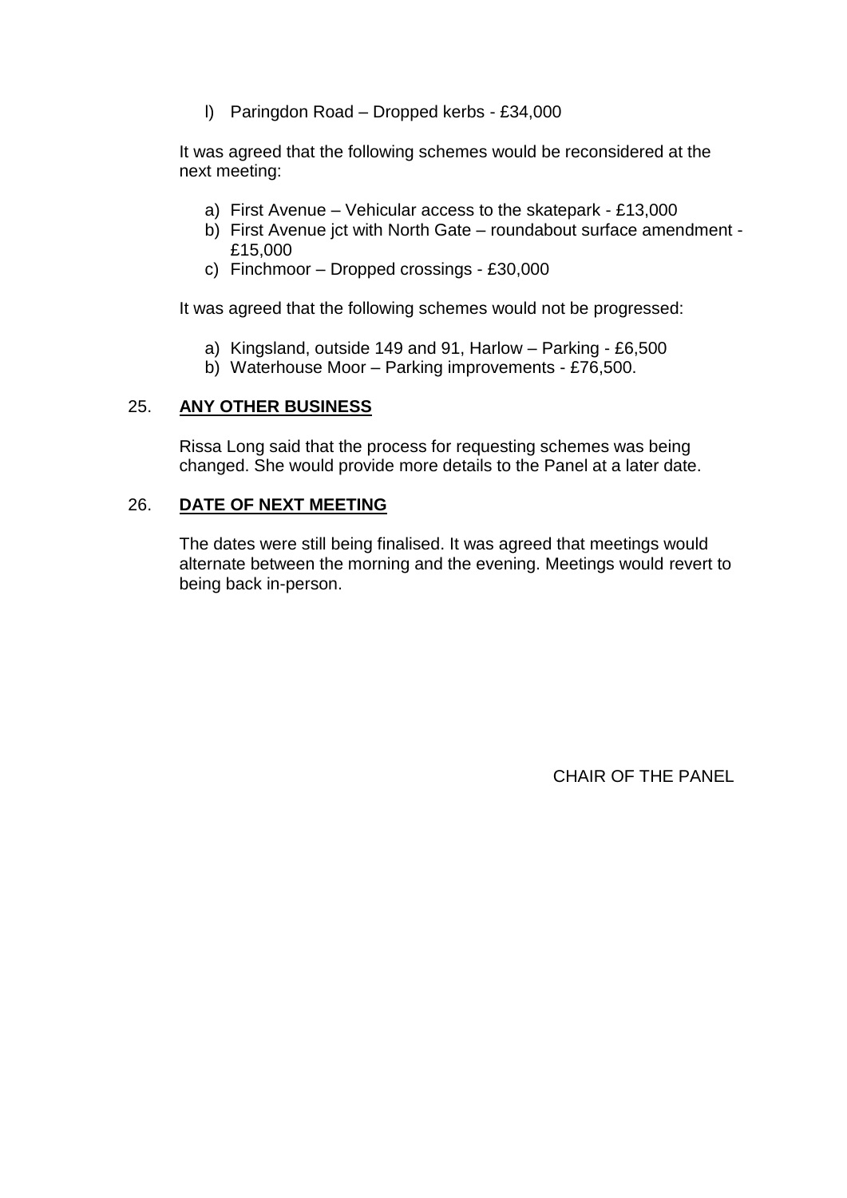l) Paringdon Road – Dropped kerbs - £34,000

It was agreed that the following schemes would be reconsidered at the next meeting:

a) First Avenue – Vehicular access to the skatepark - £13,000
b) First Avenue jct with North Gate – roundabout surface amendment - £15,000
c) Finchmoor – Dropped crossings - £30,000

It was agreed that the following schemes would not be progressed:

a) Kingsland, outside 149 and 91, Harlow – Parking - £6,500
b) Waterhouse Moor – Parking improvements - £76,500.

## 25. **ANY OTHER BUSINESS**

Rissa Long said that the process for requesting schemes was being changed. She would provide more details to the Panel at a later date.

## 26. **DATE OF NEXT MEETING**

The dates were still being finalised. It was agreed that meetings would alternate between the morning and the evening. Meetings would revert to being back in-person.

CHAIR OF THE PANEL